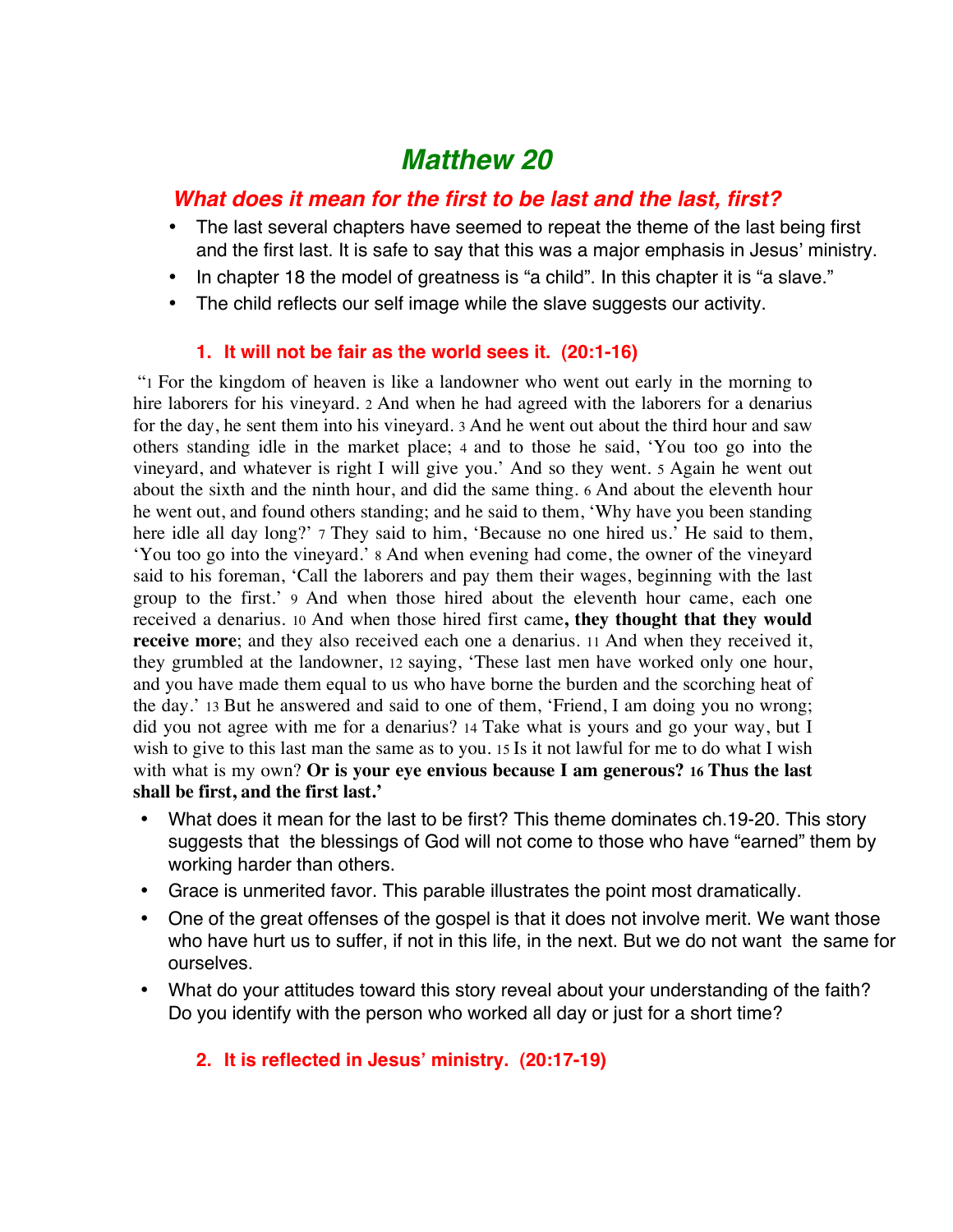# Matthew 20

## What does it mean for the first to be last and the last, first?

- The last several chapters have seemed to repeat the theme of the last being first and the first last. It is safe to say that this was a major emphasis in Jesus' ministry.
- In chapter 18 the model of greatness is "a child". In this chapter it is "a slave."
- The child reflects our self image while the slave suggests our activity.

### 1. It will not be fair as the world sees it. (20:1-16)

"1 For the kingdom of heaven is like a landowner who went out early in the morning to hire laborers for his vineyard. 2 And when he had agreed with the laborers for a denarius for the day, he sent them into his vineyard. 3 And he went out about the third hour and saw others standing idle in the market place; 4 and to those he said, 'You too go into the vineyard, and whatever is right I will give you.' And so they went. 5 Again he went out about the sixth and the ninth hour, and did the same thing. 6 And about the eleventh hour he went out, and found others standing; and he said to them, 'Why have you been standing here idle all day long?' 7 They said to him, 'Because no one hired us.' He said to them, 'You too go into the vineyard.' 8 And when evening had come, the owner of the vineyard said to his foreman, 'Call the laborers and pay them their wages, beginning with the last group to the first.' 9 And when those hired about the eleventh hour came, each one received a denarius. 10 And when those hired first came**, they thought that they would receive more**; and they also received each one a denarius. 11 And when they received it, they grumbled at the landowner, 12 saying, 'These last men have worked only one hour, and you have made them equal to us who have borne the burden and the scorching heat of the day.' 13 But he answered and said to one of them, 'Friend, I am doing you no wrong; did you not agree with me for a denarius? 14 Take what is yours and go your way, but I wish to give to this last man the same as to you. 15 Is it not lawful for me to do what I wish with what is my own? **Or is your eye envious because I am generous? 16 Thus the last shall be first, and the first last.'**

- What does it mean for the last to be first? This theme dominates ch.19-20. This story suggests that the blessings of God will not come to those who have "earned" them by working harder than others.
- Grace is unmerited favor. This parable illustrates the point most dramatically.
- One of the great offenses of the gospel is that it does not involve merit. We want those who have hurt us to suffer, if not in this life, in the next. But we do not want the same for ourselves.
- What do your attitudes toward this story reveal about your understanding of the faith? Do you identify with the person who worked all day or just for a short time?

### 2. It is reflected in Jesus' ministry. (20:17-19)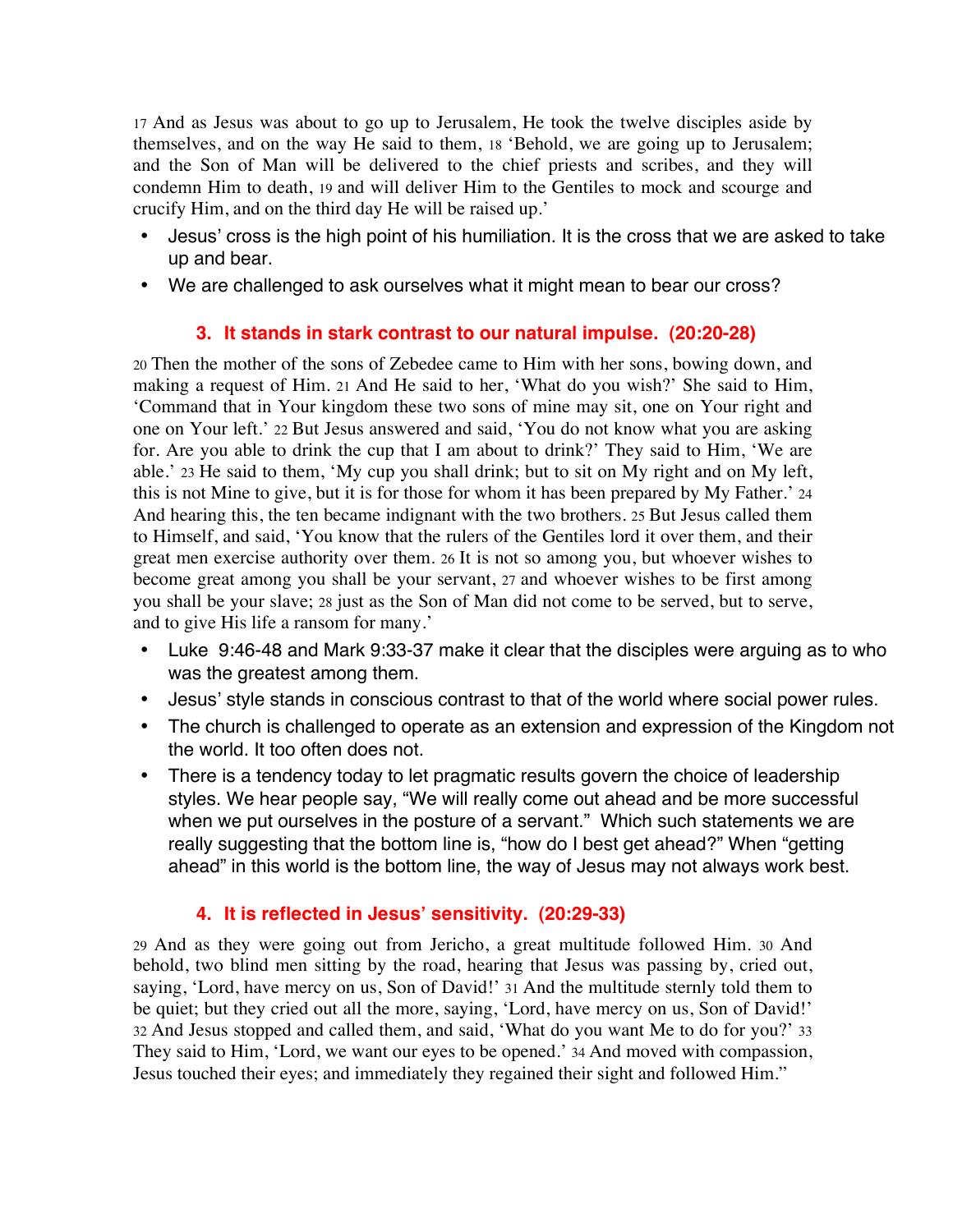17 And as Jesus was about to go up to Jerusalem, He took the twelve disciples aside by themselves, and on the way He said to them, 18 'Behold, we are going up to Jerusalem; and the Son of Man will be delivered to the chief priests and scribes, and they will condemn Him to death, 19 and will deliver Him to the Gentiles to mock and scourge and crucify Him, and on the third day He will be raised up.'

- Jesus' cross is the high point of his humiliation. It is the cross that we are asked to take up and bear.
- We are challenged to ask ourselves what it might mean to bear our cross?

### 3. It stands in stark contrast to our natural impulse. (20:20-28)

20 Then the mother of the sons of Zebedee came to Him with her sons, bowing down, and making a request of Him. 21 And He said to her, 'What do you wish?' She said to Him, 'Command that in Your kingdom these two sons of mine may sit, one on Your right and one on Your left.' 22 But Jesus answered and said, 'You do not know what you are asking for. Are you able to drink the cup that I am about to drink?' They said to Him, 'We are able.' 23 He said to them, 'My cup you shall drink; but to sit on My right and on My left, this is not Mine to give, but it is for those for whom it has been prepared by My Father.' 24 And hearing this, the ten became indignant with the two brothers. 25 But Jesus called them to Himself, and said, 'You know that the rulers of the Gentiles lord it over them, and their great men exercise authority over them. 26 It is not so among you, but whoever wishes to become great among you shall be your servant, 27 and whoever wishes to be first among you shall be your slave; 28 just as the Son of Man did not come to be served, but to serve, and to give His life a ransom for many.'

- Luke 9:46-48 and Mark 9:33-37 make it clear that the disciples were arguing as to who was the greatest among them.
- Jesus' style stands in conscious contrast to that of the world where social power rules.
- The church is challenged to operate as an extension and expression of the Kingdom not the world. It too often does not.
- There is a tendency today to let pragmatic results govern the choice of leadership styles. We hear people say, "We will really come out ahead and be more successful when we put ourselves in the posture of a servant." Which such statements we are really suggesting that the bottom line is, "how do I best get ahead?" When "getting ahead" in this world is the bottom line, the way of Jesus may not always work best.

### 4. It is reflected in Jesus' sensitivity. (20:29-33)

29 And as they were going out from Jericho, a great multitude followed Him. 30 And behold, two blind men sitting by the road, hearing that Jesus was passing by, cried out, saying, 'Lord, have mercy on us, Son of David!' 31 And the multitude sternly told them to be quiet; but they cried out all the more, saying, 'Lord, have mercy on us, Son of David!' 32 And Jesus stopped and called them, and said, 'What do you want Me to do for you?' 33 They said to Him, 'Lord, we want our eyes to be opened.' 34 And moved with compassion, Jesus touched their eyes; and immediately they regained their sight and followed Him."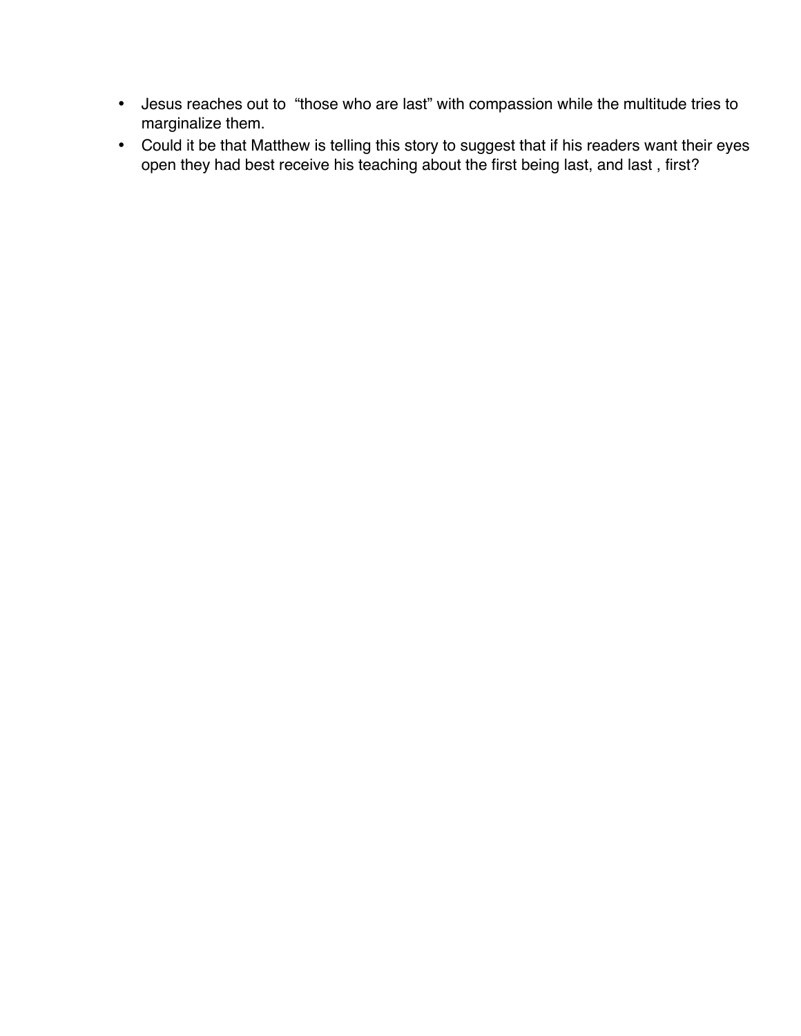- Jesus reaches out to "those who are last" with compassion while the multitude tries to marginalize them.
- Could it be that Matthew is telling this story to suggest that if his readers want their eyes open they had best receive his teaching about the first being last, and last , first?